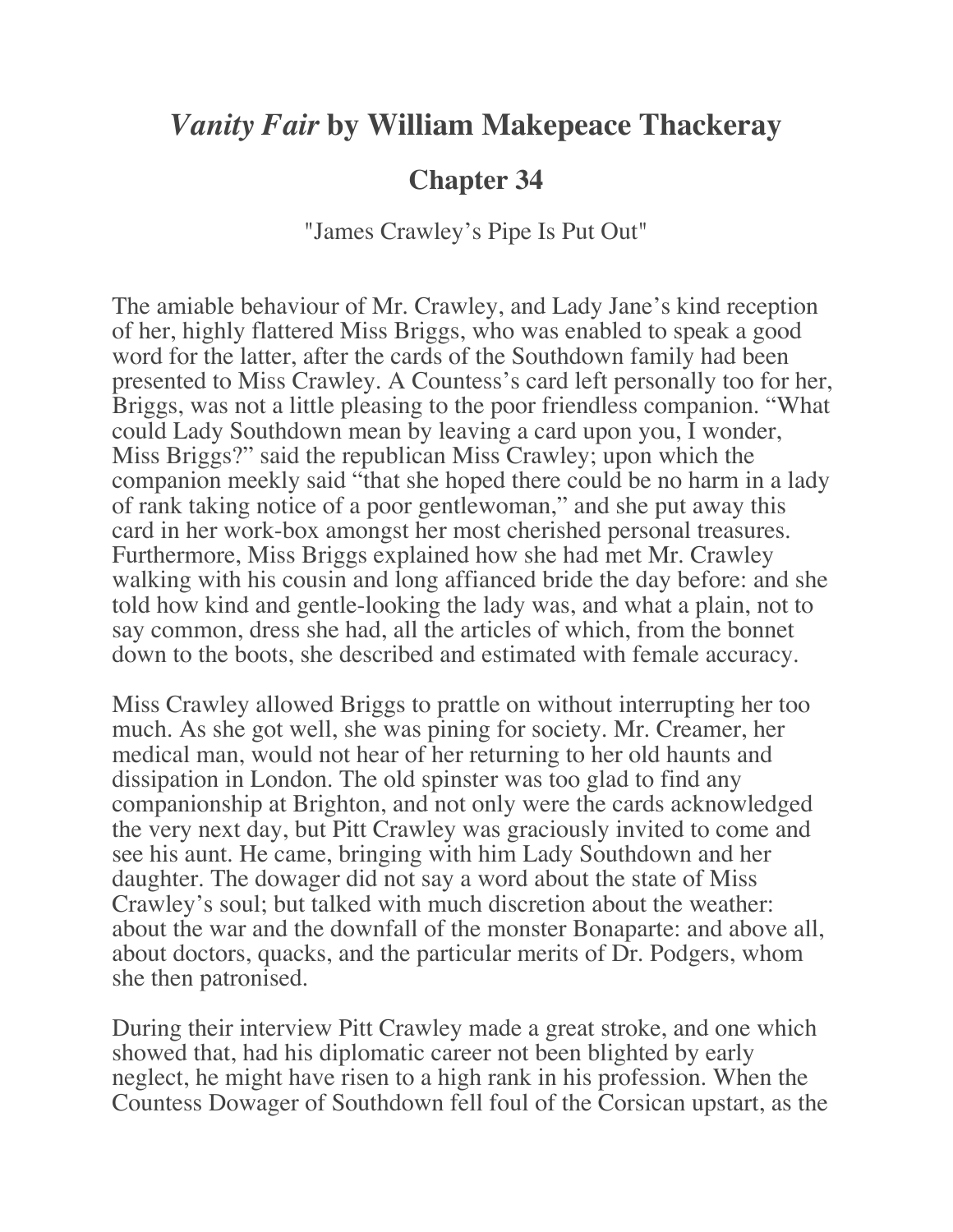# *Vanity Fair* by William Makepeace Thackeray

## Chapter 34

"James Crawley's Pipe Is Put Out"

The amiable behaviour of Mr. Crawley, and Lady Jane's kind reception of her, highly flattered Miss Briggs, who was enabled to speak a good word for the latter, after the cards of the Southdown family had been presented to Miss Crawley. A Countess's card left personally too for her, Briggs, was not a little pleasing to the poor friendless companion. "What could Lady Southdown mean by leaving a card upon you, I wonder, Miss Briggs?" said the republican Miss Crawley; upon which the companion meekly said "that she hoped there could be no harm in a lady of rank taking notice of a poor gentlewoman," and she put away this card in her work-box amongst her most cherished personal treasures. Furthermore, Miss Briggs explained how she had met Mr. Crawley walking with his cousin and long affianced bride the day before: and she told how kind and gentle-looking the lady was, and what a plain, not to say common, dress she had, all the articles of which, from the bonnet down to the boots, she described and estimated with female accuracy.

Miss Crawley allowed Briggs to prattle on without interrupting her too much. As she got well, she was pining for society. Mr. Creamer, her medical man, would not hear of her returning to her old haunts and dissipation in London. The old spinster was too glad to find any companionship at Brighton, and not only were the cards acknowledged the very next day, but Pitt Crawley was graciously invited to come and see his aunt. He came, bringing with him Lady Southdown and her daughter. The dowager did not say a word about the state of Miss Crawley's soul; but talked with much discretion about the weather: about the war and the downfall of the monster Bonaparte: and above all, about doctors, quacks, and the particular merits of Dr. Podgers, whom she then patronised.

During their interview Pitt Crawley made a great stroke, and one which showed that, had his diplomatic career not been blighted by early neglect, he might have risen to a high rank in his profession. When the Countess Dowager of Southdown fell foul of the Corsican upstart, as the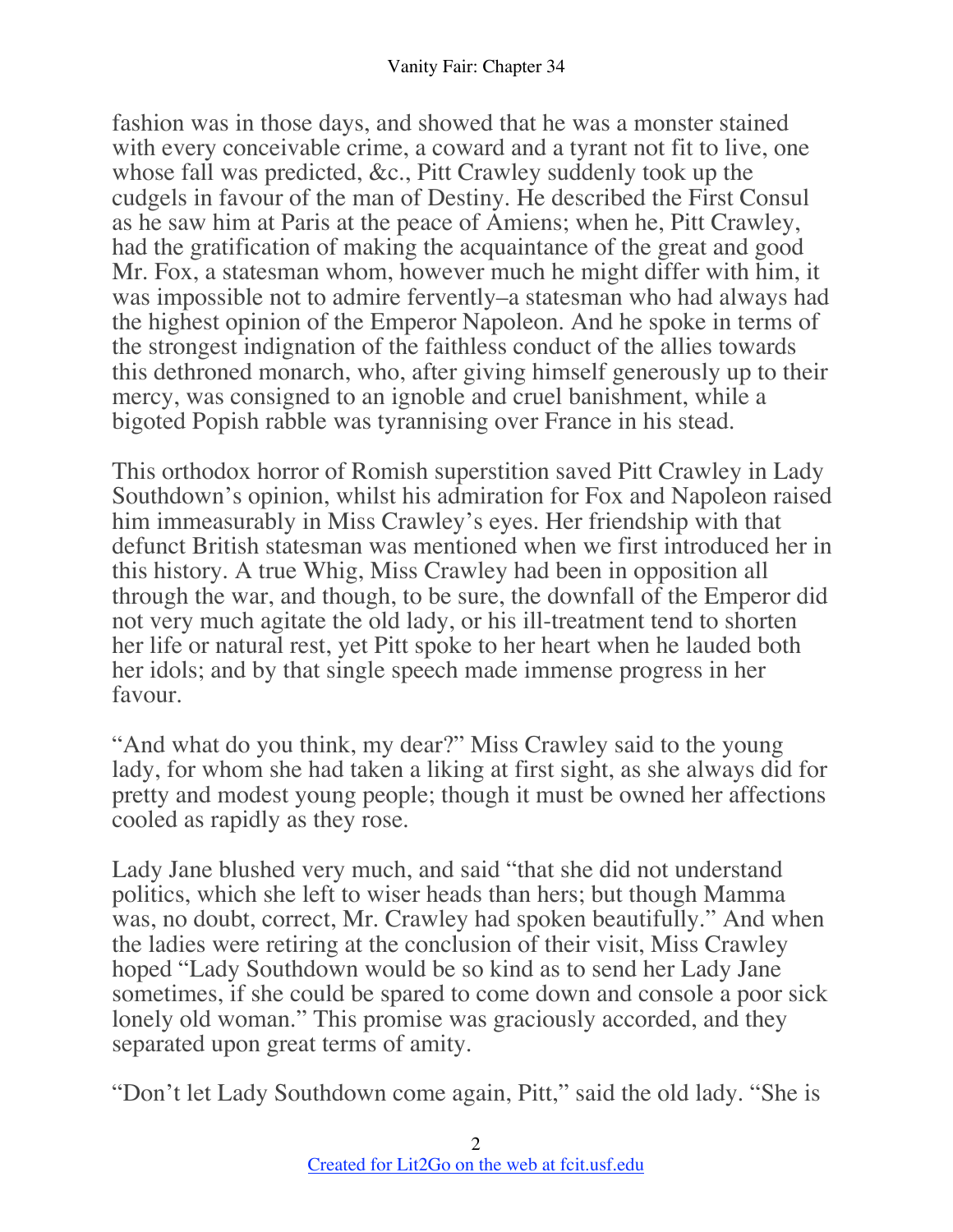fashion was in those days, and showed that he was a monster stained with every conceivable crime, a coward and a tyrant not fit to live, one whose fall was predicted, &c., Pitt Crawley suddenly took up the cudgels in favour of the man of Destiny. He described the First Consul as he saw him at Paris at the peace of Amiens; when he, Pitt Crawley, had the gratification of making the acquaintance of the great and good Mr. Fox, a statesman whom, however much he might differ with him, it was impossible not to admire fervently–a statesman who had always had the highest opinion of the Emperor Napoleon. And he spoke in terms of the strongest indignation of the faithless conduct of the allies towards this dethroned monarch, who, after giving himself generously up to their mercy, was consigned to an ignoble and cruel banishment, while a bigoted Popish rabble was tyrannising over France in his stead.

This orthodox horror of Romish superstition saved Pitt Crawley in Lady Southdown's opinion, whilst his admiration for Fox and Napoleon raised him immeasurably in Miss Crawley's eyes. Her friendship with that defunct British statesman was mentioned when we first introduced her in this history. A true Whig, Miss Crawley had been in opposition all through the war, and though, to be sure, the downfall of the Emperor did not very much agitate the old lady, or his ill-treatment tend to shorten her life or natural rest, yet Pitt spoke to her heart when he lauded both her idols; and by that single speech made immense progress in her favour.

"And what do you think, my dear?" Miss Crawley said to the young lady, for whom she had taken a liking at first sight, as she always did for pretty and modest young people; though it must be owned her affections cooled as rapidly as they rose.

Lady Jane blushed very much, and said "that she did not understand politics, which she left to wiser heads than hers; but though Mamma was, no doubt, correct, Mr. Crawley had spoken beautifully." And when the ladies were retiring at the conclusion of their visit, Miss Crawley hoped "Lady Southdown would be so kind as to send her Lady Jane sometimes, if she could be spared to come down and console a poor sick lonely old woman." This promise was graciously accorded, and they separated upon great terms of amity.

"Don't let Lady Southdown come again, Pitt," said the old lady. "She is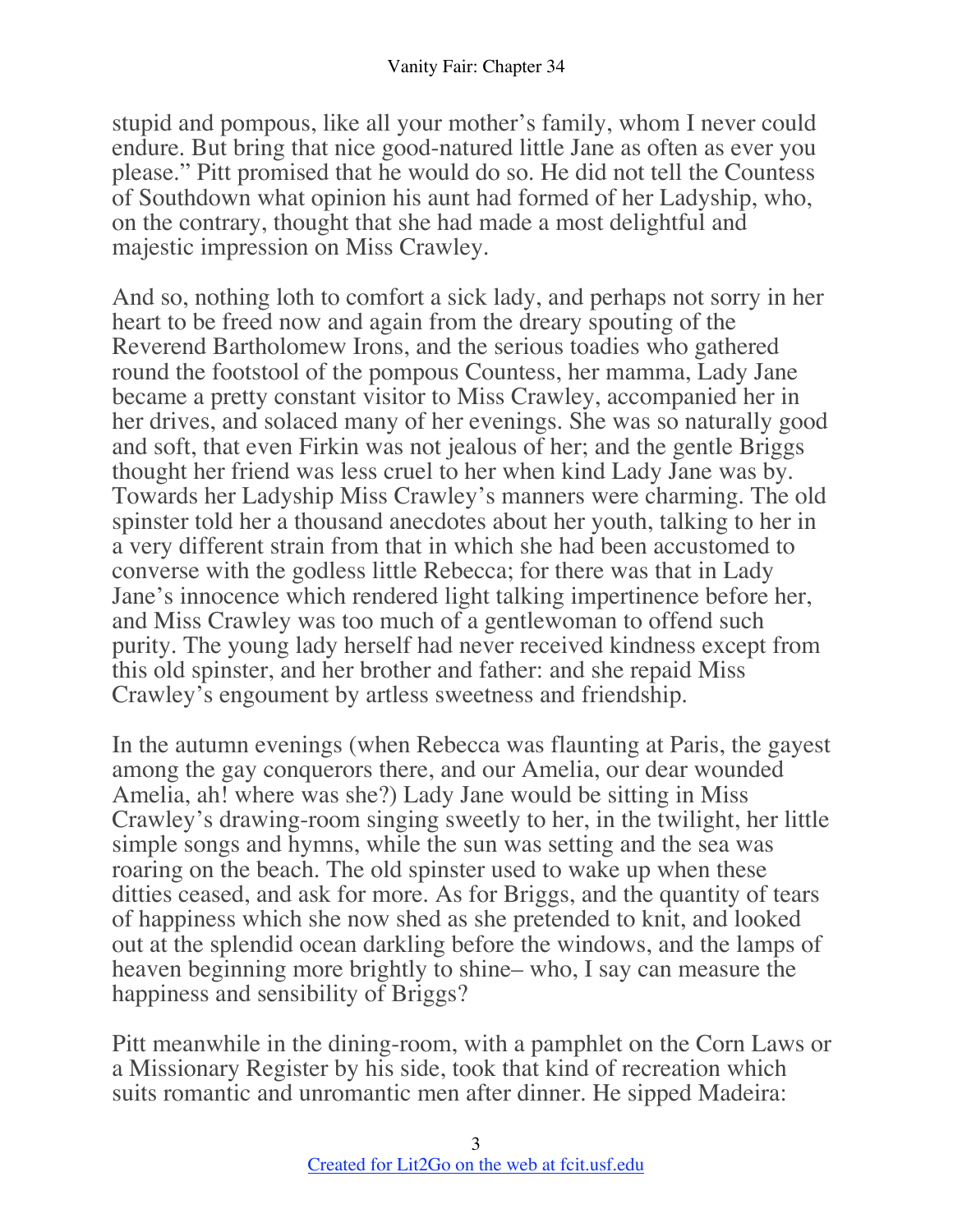stupid and pompous, like all your mother's family, whom I never could endure. But bring that nice good-natured little Jane as often as ever you please." Pitt promised that he would do so. He did not tell the Countess of Southdown what opinion his aunt had formed of her Ladyship, who, on the contrary, thought that she had made a most delightful and majestic impression on Miss Crawley.

And so, nothing loth to comfort a sick lady, and perhaps not sorry in her heart to be freed now and again from the dreary spouting of the Reverend Bartholomew Irons, and the serious toadies who gathered round the footstool of the pompous Countess, her mamma, Lady Jane became a pretty constant visitor to Miss Crawley, accompanied her in her drives, and solaced many of her evenings. She was so naturally good and soft, that even Firkin was not jealous of her; and the gentle Briggs thought her friend was less cruel to her when kind Lady Jane was by. Towards her Ladyship Miss Crawley's manners were charming. The old spinster told her a thousand anecdotes about her youth, talking to her in a very different strain from that in which she had been accustomed to converse with the godless little Rebecca; for there was that in Lady Jane's innocence which rendered light talking impertinence before her, and Miss Crawley was too much of a gentlewoman to offend such purity. The young lady herself had never received kindness except from this old spinster, and her brother and father: and she repaid Miss Crawley's engoument by artless sweetness and friendship.

In the autumn evenings (when Rebecca was flaunting at Paris, the gayest among the gay conquerors there, and our Amelia, our dear wounded Amelia, ah! where was she?) Lady Jane would be sitting in Miss Crawley's drawing-room singing sweetly to her, in the twilight, her little simple songs and hymns, while the sun was setting and the sea was roaring on the beach. The old spinster used to wake up when these ditties ceased, and ask for more. As for Briggs, and the quantity of tears of happiness which she now shed as she pretended to knit, and looked out at the splendid ocean darkling before the windows, and the lamps of heaven beginning more brightly to shine– who, I say can measure the happiness and sensibility of Briggs?

Pitt meanwhile in the dining-room, with a pamphlet on the Corn Laws or a Missionary Register by his side, took that kind of recreation which suits romantic and unromantic men after dinner. He sipped Madeira: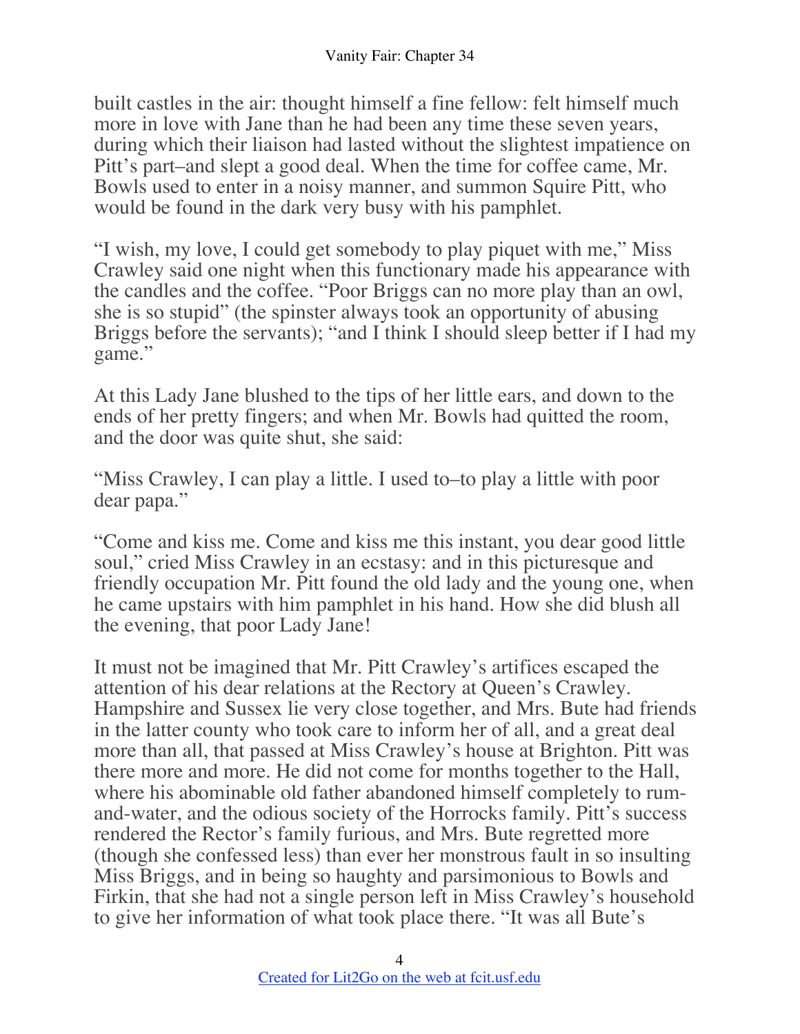built castles in the air: thought himself a fine fellow: felt himself much more in love with Jane than he had been any time these seven years, during which their liaison had lasted without the slightest impatience on Pitt's part–and slept a good deal. When the time for coffee came, Mr. Bowls used to enter in a noisy manner, and summon Squire Pitt, who would be found in the dark very busy with his pamphlet.

"I wish, my love, I could get somebody to play piquet with me," Miss Crawley said one night when this functionary made his appearance with the candles and the coffee. "Poor Briggs can no more play than an owl, she is so stupid" (the spinster always took an opportunity of abusing Briggs before the servants); "and I think I should sleep better if I had my game."

At this Lady Jane blushed to the tips of her little ears, and down to the ends of her pretty fingers; and when Mr. Bowls had quitted the room, and the door was quite shut, she said:

"Miss Crawley, I can play a little. I used to–to play a little with poor dear papa."

"Come and kiss me. Come and kiss me this instant, you dear good little soul," cried Miss Crawley in an ecstasy: and in this picturesque and friendly occupation Mr. Pitt found the old lady and the young one, when he came upstairs with him pamphlet in his hand. How she did blush all the evening, that poor Lady Jane!

It must not be imagined that Mr. Pitt Crawley's artifices escaped the attention of his dear relations at the Rectory at Queen's Crawley. Hampshire and Sussex lie very close together, and Mrs. Bute had friends in the latter county who took care to inform her of all, and a great deal more than all, that passed at Miss Crawley's house at Brighton. Pitt was there more and more. He did not come for months together to the Hall, where his abominable old father abandoned himself completely to rum-and-water, and the odious society of the Horrocks family. Pitt's success rendered the Rector's family furious, and Mrs. Bute regretted more (though she confessed less) than ever her monstrous fault in so insulting Miss Briggs, and in being so haughty and parsimonious to Bowls and Firkin, that she had not a single person left in Miss Crawley's household to give her information of what took place there. "It was all Bute's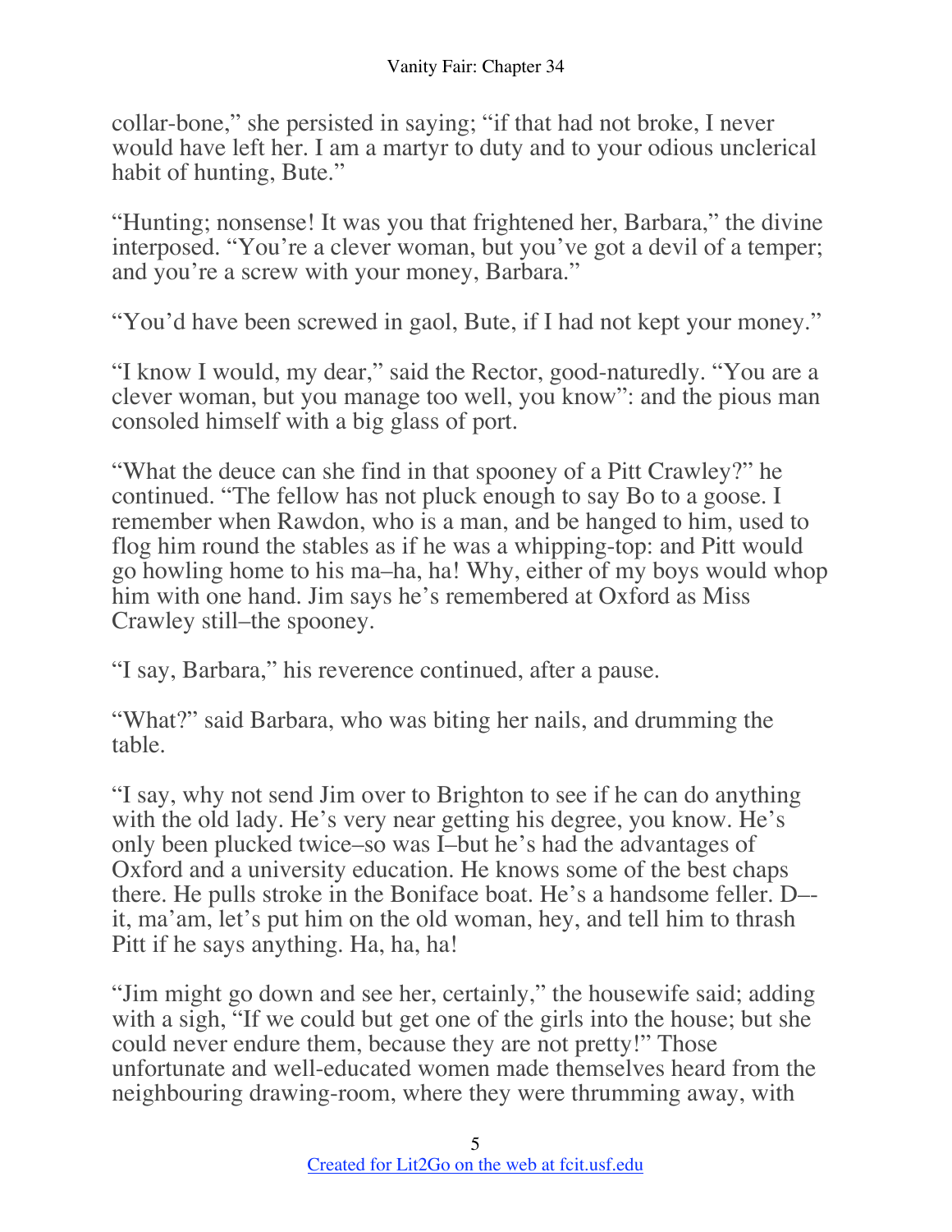collar-bone," she persisted in saying; "if that had not broke, I never would have left her. I am a martyr to duty and to your odious unclerical habit of hunting, Bute."

"Hunting; nonsense! It was you that frightened her, Barbara," the divine interposed. "You're a clever woman, but you've got a devil of a temper; and you're a screw with your money, Barbara."

"You'd have been screwed in gaol, Bute, if I had not kept your money."

"I know I would, my dear," said the Rector, good-naturedly. "You are a clever woman, but you manage too well, you know": and the pious man consoled himself with a big glass of port.

"What the deuce can she find in that spooney of a Pitt Crawley?" he continued. "The fellow has not pluck enough to say Bo to a goose. I remember when Rawdon, who is a man, and be hanged to him, used to flog him round the stables as if he was a whipping-top: and Pitt would go howling home to his ma–ha, ha! Why, either of my boys would whop him with one hand. Jim says he's remembered at Oxford as Miss Crawley still–the spooney.

"I say, Barbara," his reverence continued, after a pause.

"What?" said Barbara, who was biting her nails, and drumming the table.

"I say, why not send Jim over to Brighton to see if he can do anything with the old lady. He's very near getting his degree, you know. He's only been plucked twice–so was I–but he's had the advantages of Oxford and a university education. He knows some of the best chaps there. He pulls stroke in the Boniface boat. He's a handsome feller. D–-it, ma'am, let's put him on the old woman, hey, and tell him to thrash Pitt if he says anything. Ha, ha, ha!

"Jim might go down and see her, certainly," the housewife said; adding with a sigh, "If we could but get one of the girls into the house; but she could never endure them, because they are not pretty!" Those unfortunate and well-educated women made themselves heard from the neighbouring drawing-room, where they were thrumming away, with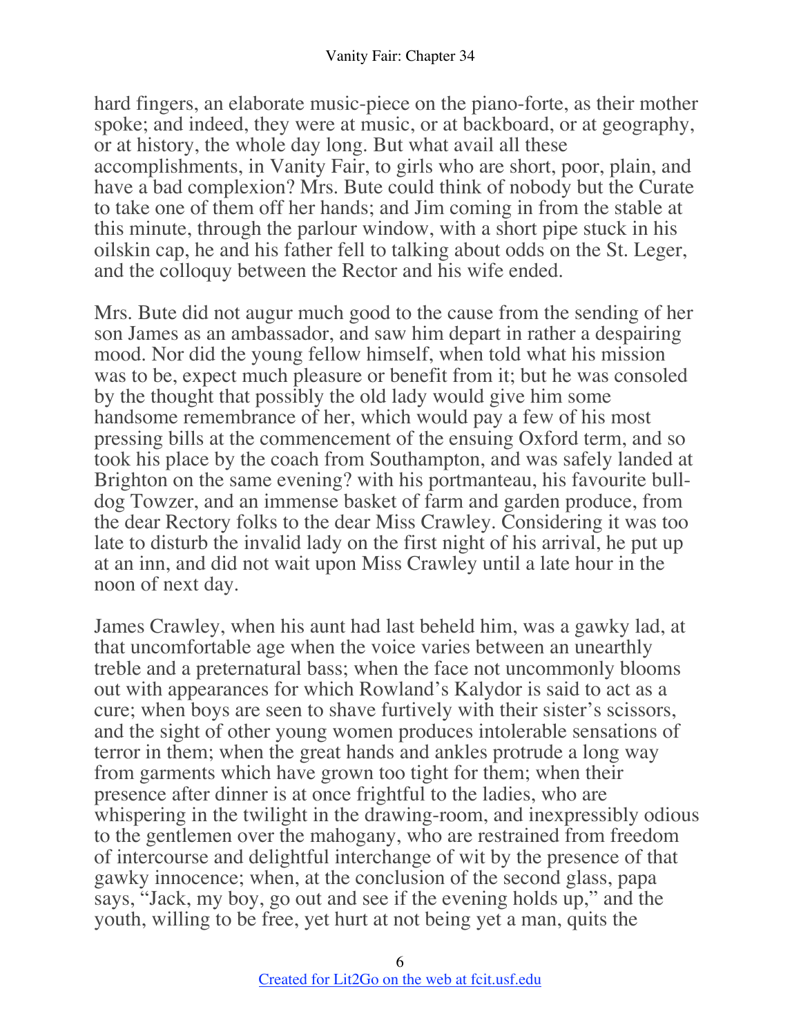hard fingers, an elaborate music-piece on the piano-forte, as their mother spoke; and indeed, they were at music, or at backboard, or at geography, or at history, the whole day long. But what avail all these accomplishments, in Vanity Fair, to girls who are short, poor, plain, and have a bad complexion? Mrs. Bute could think of nobody but the Curate to take one of them off her hands; and Jim coming in from the stable at this minute, through the parlour window, with a short pipe stuck in his oilskin cap, he and his father fell to talking about odds on the St. Leger, and the colloquy between the Rector and his wife ended.

Mrs. Bute did not augur much good to the cause from the sending of her son James as an ambassador, and saw him depart in rather a despairing mood. Nor did the young fellow himself, when told what his mission was to be, expect much pleasure or benefit from it; but he was consoled by the thought that possibly the old lady would give him some handsome remembrance of her, which would pay a few of his most pressing bills at the commencement of the ensuing Oxford term, and so took his place by the coach from Southampton, and was safely landed at Brighton on the same evening? with his portmanteau, his favourite bull-dog Towzer, and an immense basket of farm and garden produce, from the dear Rectory folks to the dear Miss Crawley. Considering it was too late to disturb the invalid lady on the first night of his arrival, he put up at an inn, and did not wait upon Miss Crawley until a late hour in the noon of next day.

James Crawley, when his aunt had last beheld him, was a gawky lad, at that uncomfortable age when the voice varies between an unearthly treble and a preternatural bass; when the face not uncommonly blooms out with appearances for which Rowland's Kalydor is said to act as a cure; when boys are seen to shave furtively with their sister's scissors, and the sight of other young women produces intolerable sensations of terror in them; when the great hands and ankles protrude a long way from garments which have grown too tight for them; when their presence after dinner is at once frightful to the ladies, who are whispering in the twilight in the drawing-room, and inexpressibly odious to the gentlemen over the mahogany, who are restrained from freedom of intercourse and delightful interchange of wit by the presence of that gawky innocence; when, at the conclusion of the second glass, papa says, "Jack, my boy, go out and see if the evening holds up," and the youth, willing to be free, yet hurt at not being yet a man, quits the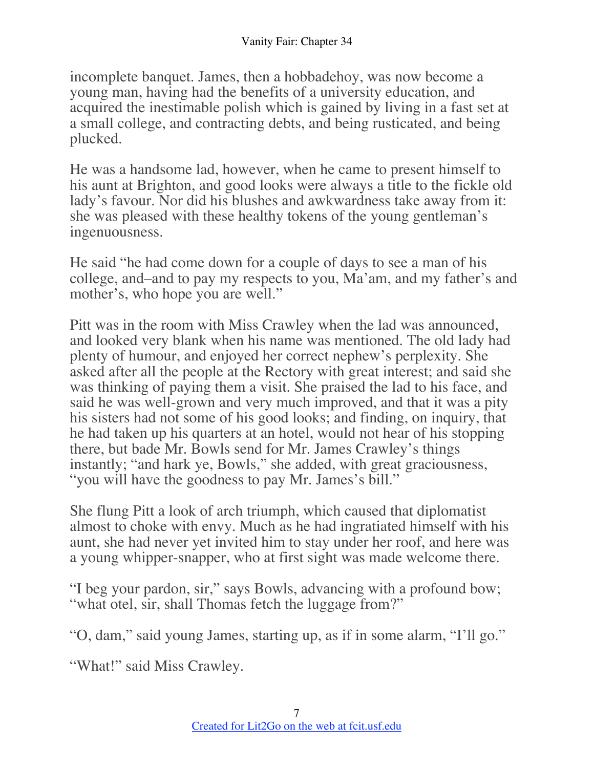incomplete banquet. James, then a hobbadehoy, was now become a young man, having had the benefits of a university education, and acquired the inestimable polish which is gained by living in a fast set at a small college, and contracting debts, and being rusticated, and being plucked.

He was a handsome lad, however, when he came to present himself to his aunt at Brighton, and good looks were always a title to the fickle old lady's favour. Nor did his blushes and awkwardness take away from it: she was pleased with these healthy tokens of the young gentleman's ingenuousness.

He said "he had come down for a couple of days to see a man of his college, and–and to pay my respects to you, Ma'am, and my father's and mother's, who hope you are well."

Pitt was in the room with Miss Crawley when the lad was announced, and looked very blank when his name was mentioned. The old lady had plenty of humour, and enjoyed her correct nephew's perplexity. She asked after all the people at the Rectory with great interest; and said she was thinking of paying them a visit. She praised the lad to his face, and said he was well-grown and very much improved, and that it was a pity his sisters had not some of his good looks; and finding, on inquiry, that he had taken up his quarters at an hotel, would not hear of his stopping there, but bade Mr. Bowls send for Mr. James Crawley's things instantly; "and hark ye, Bowls," she added, with great graciousness, "you will have the goodness to pay Mr. James's bill."

She flung Pitt a look of arch triumph, which caused that diplomatist almost to choke with envy. Much as he had ingratiated himself with his aunt, she had never yet invited him to stay under her roof, and here was a young whipper-snapper, who at first sight was made welcome there.

"I beg your pardon, sir," says Bowls, advancing with a profound bow; "what otel, sir, shall Thomas fetch the luggage from?"

"O, dam," said young James, starting up, as if in some alarm, "I'll go."

"What!" said Miss Crawley.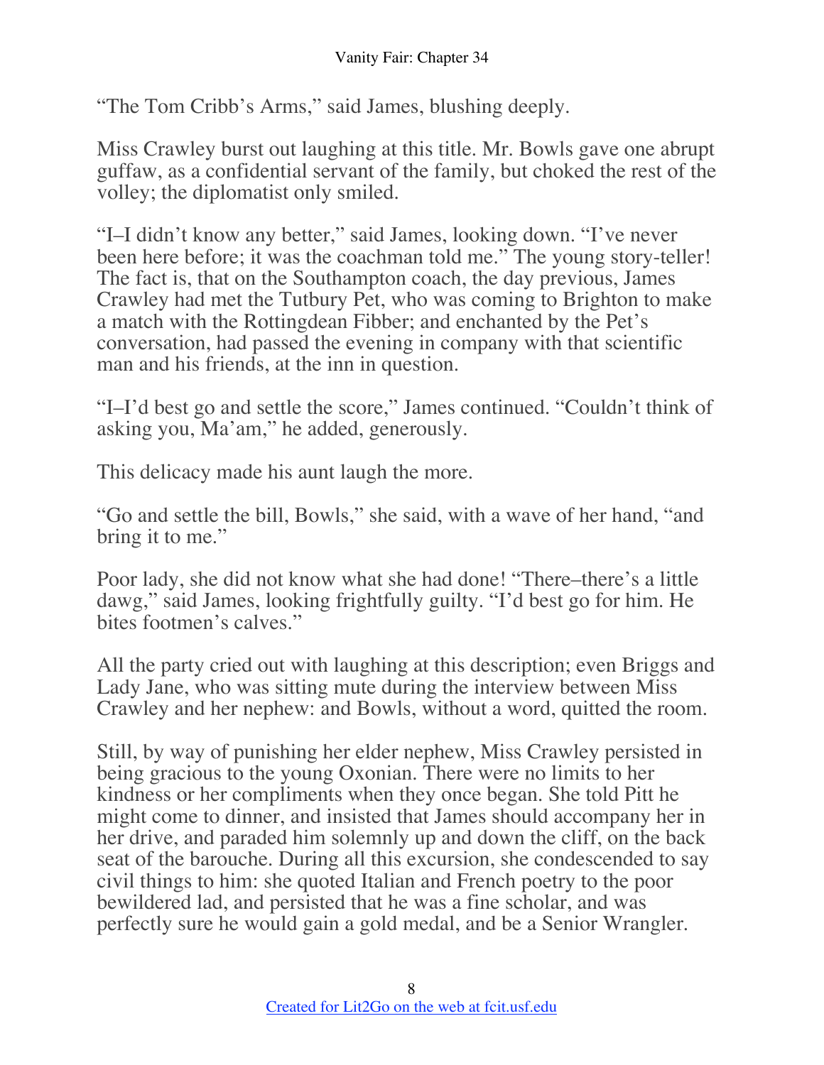"The Tom Cribb's Arms," said James, blushing deeply.

Miss Crawley burst out laughing at this title. Mr. Bowls gave one abrupt guffaw, as a confidential servant of the family, but choked the rest of the volley; the diplomatist only smiled.

"I–I didn't know any better," said James, looking down. "I've never been here before; it was the coachman told me." The young story-teller! The fact is, that on the Southampton coach, the day previous, James Crawley had met the Tutbury Pet, who was coming to Brighton to make a match with the Rottingdean Fibber; and enchanted by the Pet's conversation, had passed the evening in company with that scientific man and his friends, at the inn in question.

"I–I'd best go and settle the score," James continued. "Couldn't think of asking you, Ma'am," he added, generously.

This delicacy made his aunt laugh the more.

"Go and settle the bill, Bowls," she said, with a wave of her hand, "and bring it to me."

Poor lady, she did not know what she had done! "There–there's a little dawg," said James, looking frightfully guilty. "I'd best go for him. He bites footmen's calves."

All the party cried out with laughing at this description; even Briggs and Lady Jane, who was sitting mute during the interview between Miss Crawley and her nephew: and Bowls, without a word, quitted the room.

Still, by way of punishing her elder nephew, Miss Crawley persisted in being gracious to the young Oxonian. There were no limits to her kindness or her compliments when they once began. She told Pitt he might come to dinner, and insisted that James should accompany her in her drive, and paraded him solemnly up and down the cliff, on the back seat of the barouche. During all this excursion, she condescended to say civil things to him: she quoted Italian and French poetry to the poor bewildered lad, and persisted that he was a fine scholar, and was perfectly sure he would gain a gold medal, and be a Senior Wrangler.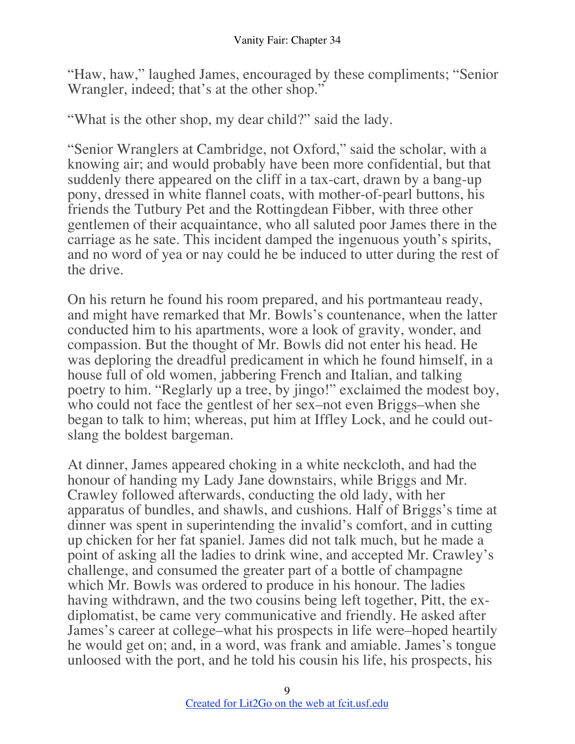"Haw, haw," laughed James, encouraged by these compliments; "Senior Wrangler, indeed; that's at the other shop."

"What is the other shop, my dear child?" said the lady.

"Senior Wranglers at Cambridge, not Oxford," said the scholar, with a knowing air; and would probably have been more confidential, but that suddenly there appeared on the cliff in a tax-cart, drawn by a bang-up pony, dressed in white flannel coats, with mother-of-pearl buttons, his friends the Tutbury Pet and the Rottingdean Fibber, with three other gentlemen of their acquaintance, who all saluted poor James there in the carriage as he sate. This incident damped the ingenuous youth's spirits, and no word of yea or nay could he be induced to utter during the rest of the drive.

On his return he found his room prepared, and his portmanteau ready, and might have remarked that Mr. Bowls's countenance, when the latter conducted him to his apartments, wore a look of gravity, wonder, and compassion. But the thought of Mr. Bowls did not enter his head. He was deploring the dreadful predicament in which he found himself, in a house full of old women, jabbering French and Italian, and talking poetry to him. "Reglarly up a tree, by jingo!" exclaimed the modest boy, who could not face the gentlest of her sex–not even Briggs–when she began to talk to him; whereas, put him at Iffley Lock, and he could out-slang the boldest bargeman.

At dinner, James appeared choking in a white neckcloth, and had the honour of handing my Lady Jane downstairs, while Briggs and Mr. Crawley followed afterwards, conducting the old lady, with her apparatus of bundles, and shawls, and cushions. Half of Briggs's time at dinner was spent in superintending the invalid's comfort, and in cutting up chicken for her fat spaniel. James did not talk much, but he made a point of asking all the ladies to drink wine, and accepted Mr. Crawley's challenge, and consumed the greater part of a bottle of champagne which Mr. Bowls was ordered to produce in his honour. The ladies having withdrawn, and the two cousins being left together, Pitt, the ex-diplomatist, be came very communicative and friendly. He asked after James's career at college–what his prospects in life were–hoped heartily he would get on; and, in a word, was frank and amiable. James's tongue unloosed with the port, and he told his cousin his life, his prospects, his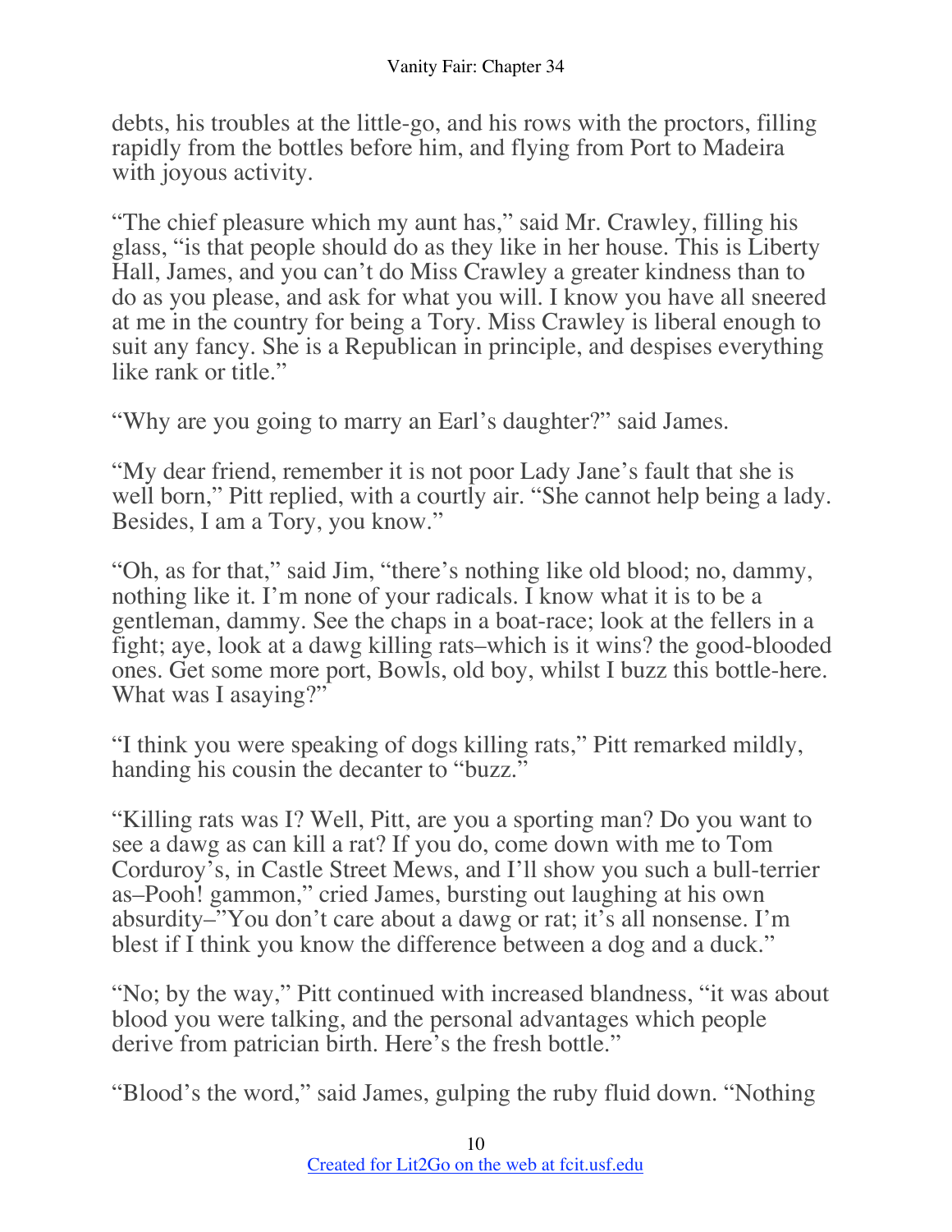debts, his troubles at the little-go, and his rows with the proctors, filling rapidly from the bottles before him, and flying from Port to Madeira with joyous activity.

"The chief pleasure which my aunt has," said Mr. Crawley, filling his glass, "is that people should do as they like in her house. This is Liberty Hall, James, and you can't do Miss Crawley a greater kindness than to do as you please, and ask for what you will. I know you have all sneered at me in the country for being a Tory. Miss Crawley is liberal enough to suit any fancy. She is a Republican in principle, and despises everything like rank or title."

"Why are you going to marry an Earl's daughter?" said James.

"My dear friend, remember it is not poor Lady Jane's fault that she is well born," Pitt replied, with a courtly air. "She cannot help being a lady. Besides, I am a Tory, you know."

"Oh, as for that," said Jim, "there's nothing like old blood; no, dammy, nothing like it. I'm none of your radicals. I know what it is to be a gentleman, dammy. See the chaps in a boat-race; look at the fellers in a fight; aye, look at a dawg killing rats–which is it wins? the good-blooded ones. Get some more port, Bowls, old boy, whilst I buzz this bottle-here. What was I asaying?"

"I think you were speaking of dogs killing rats," Pitt remarked mildly, handing his cousin the decanter to "buzz."

"Killing rats was I? Well, Pitt, are you a sporting man? Do you want to see a dawg as can kill a rat? If you do, come down with me to Tom Corduroy's, in Castle Street Mews, and I'll show you such a bull-terrier as–Pooh! gammon," cried James, bursting out laughing at his own absurdity–"You don't care about a dawg or rat; it's all nonsense. I'm blest if I think you know the difference between a dog and a duck."

"No; by the way," Pitt continued with increased blandness, "it was about blood you were talking, and the personal advantages which people derive from patrician birth. Here's the fresh bottle."

"Blood's the word," said James, gulping the ruby fluid down. "Nothing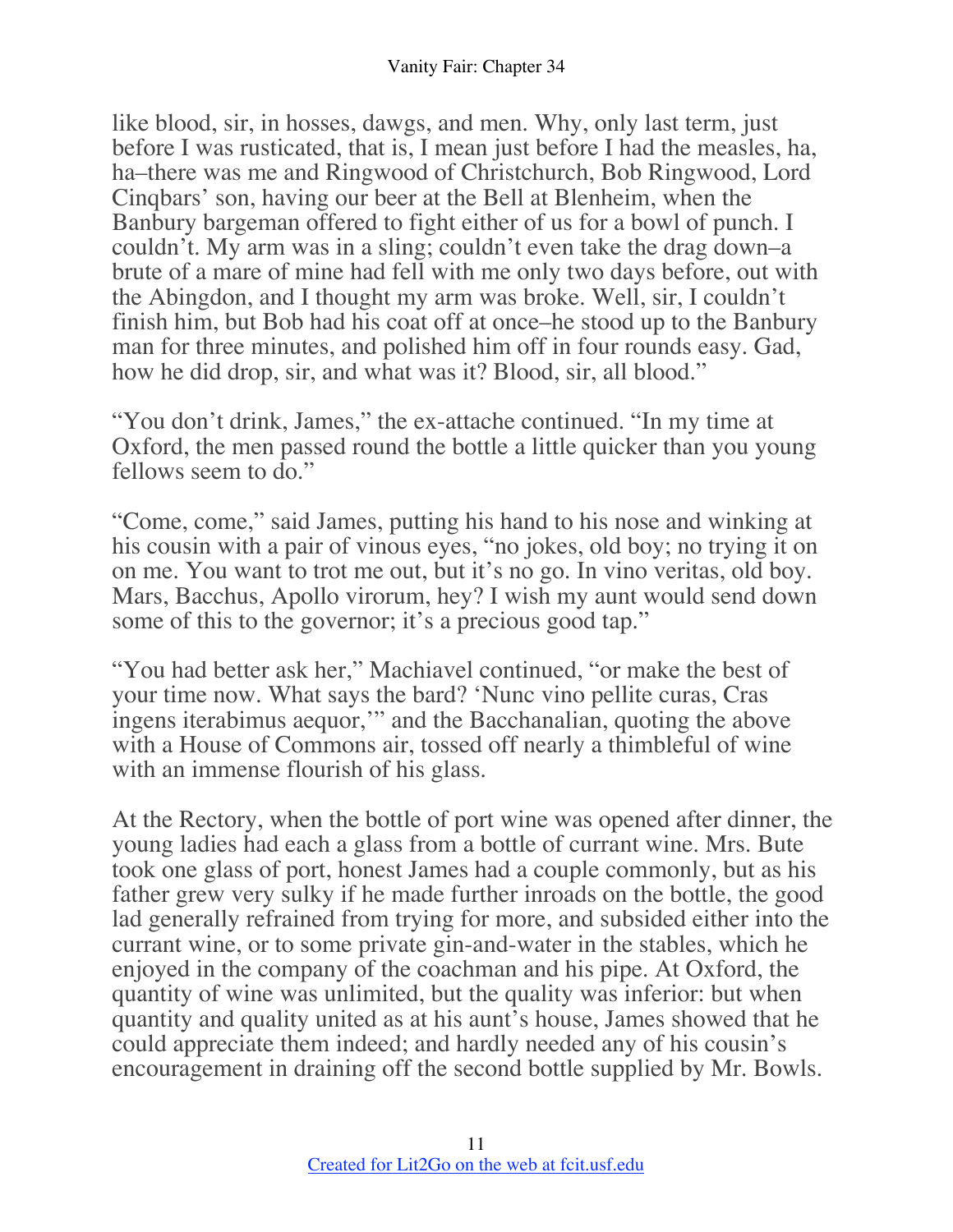like blood, sir, in hosses, dawgs, and men. Why, only last term, just before I was rusticated, that is, I mean just before I had the measles, ha, ha–there was me and Ringwood of Christchurch, Bob Ringwood, Lord Cinqbars' son, having our beer at the Bell at Blenheim, when the Banbury bargeman offered to fight either of us for a bowl of punch. I couldn't. My arm was in a sling; couldn't even take the drag down–a brute of a mare of mine had fell with me only two days before, out with the Abingdon, and I thought my arm was broke. Well, sir, I couldn't finish him, but Bob had his coat off at once–he stood up to the Banbury man for three minutes, and polished him off in four rounds easy. Gad, how he did drop, sir, and what was it? Blood, sir, all blood."

"You don't drink, James," the ex-attache continued. "In my time at Oxford, the men passed round the bottle a little quicker than you young fellows seem to do."

"Come, come," said James, putting his hand to his nose and winking at his cousin with a pair of vinous eyes, "no jokes, old boy; no trying it on on me. You want to trot me out, but it's no go. In vino veritas, old boy. Mars, Bacchus, Apollo virorum, hey? I wish my aunt would send down some of this to the governor; it's a precious good tap."

"You had better ask her," Machiavel continued, "or make the best of your time now. What says the bard? 'Nunc vino pellite curas, Cras ingens iterabimus aequor,'" and the Bacchanalian, quoting the above with a House of Commons air, tossed off nearly a thimbleful of wine with an immense flourish of his glass.

At the Rectory, when the bottle of port wine was opened after dinner, the young ladies had each a glass from a bottle of currant wine. Mrs. Bute took one glass of port, honest James had a couple commonly, but as his father grew very sulky if he made further inroads on the bottle, the good lad generally refrained from trying for more, and subsided either into the currant wine, or to some private gin-and-water in the stables, which he enjoyed in the company of the coachman and his pipe. At Oxford, the quantity of wine was unlimited, but the quality was inferior: but when quantity and quality united as at his aunt's house, James showed that he could appreciate them indeed; and hardly needed any of his cousin's encouragement in draining off the second bottle supplied by Mr. Bowls.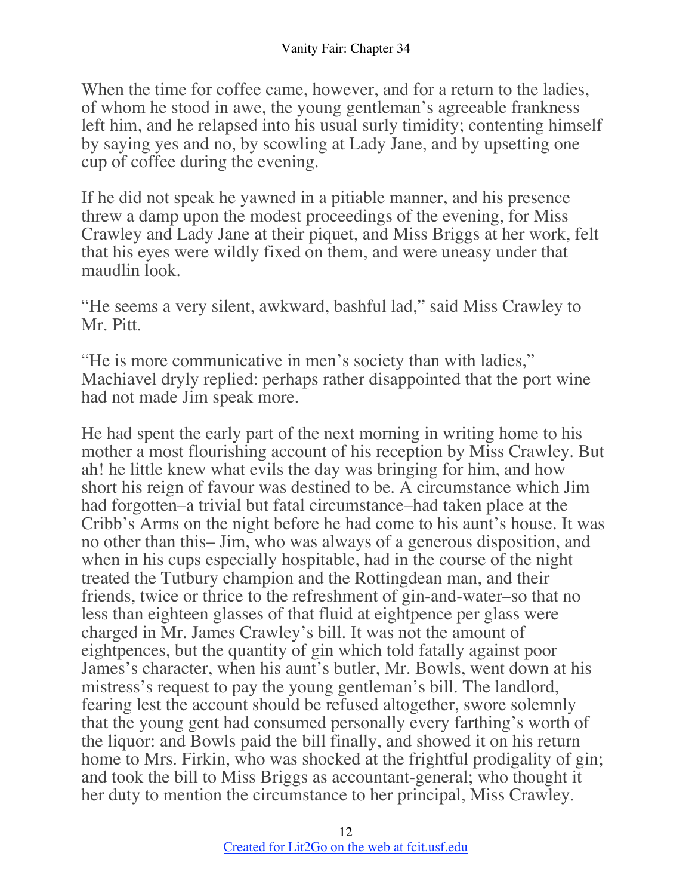When the time for coffee came, however, and for a return to the ladies, of whom he stood in awe, the young gentleman's agreeable frankness left him, and he relapsed into his usual surly timidity; contenting himself by saying yes and no, by scowling at Lady Jane, and by upsetting one cup of coffee during the evening.

If he did not speak he yawned in a pitiable manner, and his presence threw a damp upon the modest proceedings of the evening, for Miss Crawley and Lady Jane at their piquet, and Miss Briggs at her work, felt that his eyes were wildly fixed on them, and were uneasy under that maudlin look.

"He seems a very silent, awkward, bashful lad," said Miss Crawley to Mr. Pitt.

"He is more communicative in men's society than with ladies," Machiavel dryly replied: perhaps rather disappointed that the port wine had not made Jim speak more.

He had spent the early part of the next morning in writing home to his mother a most flourishing account of his reception by Miss Crawley. But ah! he little knew what evils the day was bringing for him, and how short his reign of favour was destined to be. A circumstance which Jim had forgotten–a trivial but fatal circumstance–had taken place at the Cribb's Arms on the night before he had come to his aunt's house. It was no other than this– Jim, who was always of a generous disposition, and when in his cups especially hospitable, had in the course of the night treated the Tutbury champion and the Rottingdean man, and their friends, twice or thrice to the refreshment of gin-and-water–so that no less than eighteen glasses of that fluid at eightpence per glass were charged in Mr. James Crawley's bill. It was not the amount of eightpences, but the quantity of gin which told fatally against poor James's character, when his aunt's butler, Mr. Bowls, went down at his mistress's request to pay the young gentleman's bill. The landlord, fearing lest the account should be refused altogether, swore solemnly that the young gent had consumed personally every farthing's worth of the liquor: and Bowls paid the bill finally, and showed it on his return home to Mrs. Firkin, who was shocked at the frightful prodigality of gin; and took the bill to Miss Briggs as accountant-general; who thought it her duty to mention the circumstance to her principal, Miss Crawley.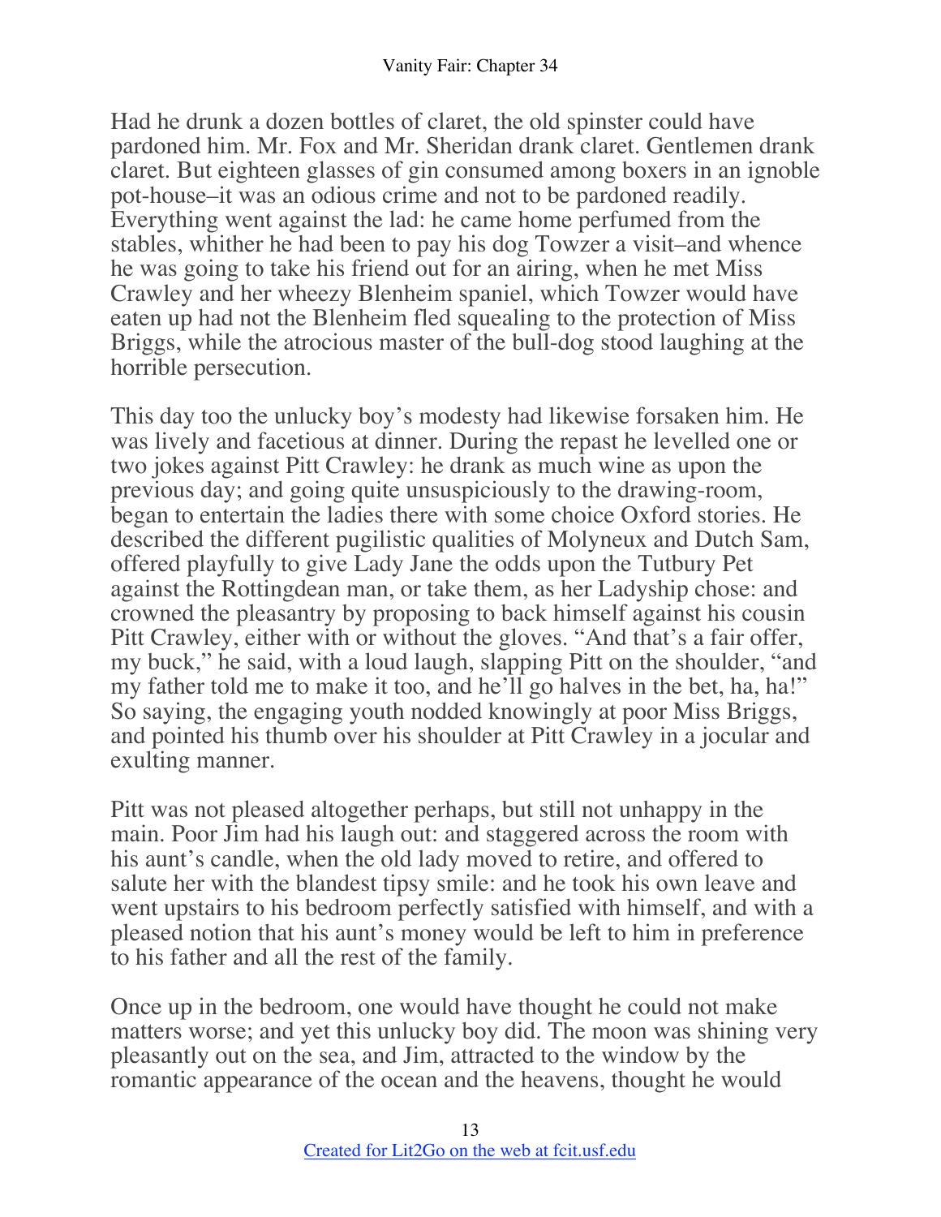Had he drunk a dozen bottles of claret, the old spinster could have pardoned him. Mr. Fox and Mr. Sheridan drank claret. Gentlemen drank claret. But eighteen glasses of gin consumed among boxers in an ignoble pot-house–it was an odious crime and not to be pardoned readily. Everything went against the lad: he came home perfumed from the stables, whither he had been to pay his dog Towzer a visit–and whence he was going to take his friend out for an airing, when he met Miss Crawley and her wheezy Blenheim spaniel, which Towzer would have eaten up had not the Blenheim fled squealing to the protection of Miss Briggs, while the atrocious master of the bull-dog stood laughing at the horrible persecution.

This day too the unlucky boy's modesty had likewise forsaken him. He was lively and facetious at dinner. During the repast he levelled one or two jokes against Pitt Crawley: he drank as much wine as upon the previous day; and going quite unsuspiciously to the drawing-room, began to entertain the ladies there with some choice Oxford stories. He described the different pugilistic qualities of Molyneux and Dutch Sam, offered playfully to give Lady Jane the odds upon the Tutbury Pet against the Rottingdean man, or take them, as her Ladyship chose: and crowned the pleasantry by proposing to back himself against his cousin Pitt Crawley, either with or without the gloves. "And that's a fair offer, my buck," he said, with a loud laugh, slapping Pitt on the shoulder, "and my father told me to make it too, and he'll go halves in the bet, ha, ha!" So saying, the engaging youth nodded knowingly at poor Miss Briggs, and pointed his thumb over his shoulder at Pitt Crawley in a jocular and exulting manner.

Pitt was not pleased altogether perhaps, but still not unhappy in the main. Poor Jim had his laugh out: and staggered across the room with his aunt's candle, when the old lady moved to retire, and offered to salute her with the blandest tipsy smile: and he took his own leave and went upstairs to his bedroom perfectly satisfied with himself, and with a pleased notion that his aunt's money would be left to him in preference to his father and all the rest of the family.

Once up in the bedroom, one would have thought he could not make matters worse; and yet this unlucky boy did. The moon was shining very pleasantly out on the sea, and Jim, attracted to the window by the romantic appearance of the ocean and the heavens, thought he would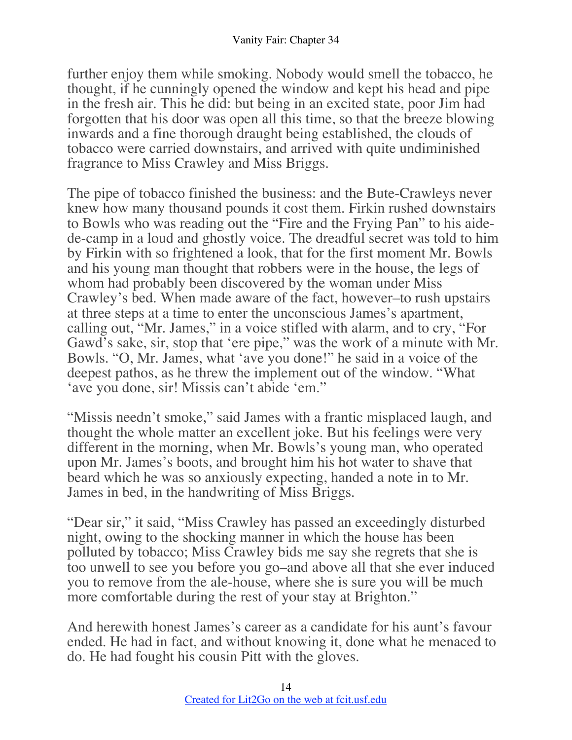further enjoy them while smoking. Nobody would smell the tobacco, he thought, if he cunningly opened the window and kept his head and pipe in the fresh air. This he did: but being in an excited state, poor Jim had forgotten that his door was open all this time, so that the breeze blowing inwards and a fine thorough draught being established, the clouds of tobacco were carried downstairs, and arrived with quite undiminished fragrance to Miss Crawley and Miss Briggs.

The pipe of tobacco finished the business: and the Bute-Crawleys never knew how many thousand pounds it cost them. Firkin rushed downstairs to Bowls who was reading out the "Fire and the Frying Pan" to his aide-de-camp in a loud and ghostly voice. The dreadful secret was told to him by Firkin with so frightened a look, that for the first moment Mr. Bowls and his young man thought that robbers were in the house, the legs of whom had probably been discovered by the woman under Miss Crawley's bed. When made aware of the fact, however–to rush upstairs at three steps at a time to enter the unconscious James's apartment, calling out, "Mr. James," in a voice stifled with alarm, and to cry, "For Gawd's sake, sir, stop that 'ere pipe," was the work of a minute with Mr. Bowls. "O, Mr. James, what 'ave you done!" he said in a voice of the deepest pathos, as he threw the implement out of the window. "What 'ave you done, sir! Missis can't abide 'em."

"Missis needn't smoke," said James with a frantic misplaced laugh, and thought the whole matter an excellent joke. But his feelings were very different in the morning, when Mr. Bowls's young man, who operated upon Mr. James's boots, and brought him his hot water to shave that beard which he was so anxiously expecting, handed a note in to Mr. James in bed, in the handwriting of Miss Briggs.

"Dear sir," it said, "Miss Crawley has passed an exceedingly disturbed night, owing to the shocking manner in which the house has been polluted by tobacco; Miss Crawley bids me say she regrets that she is too unwell to see you before you go–and above all that she ever induced you to remove from the ale-house, where she is sure you will be much more comfortable during the rest of your stay at Brighton."

And herewith honest James's career as a candidate for his aunt's favour ended. He had in fact, and without knowing it, done what he menaced to do. He had fought his cousin Pitt with the gloves.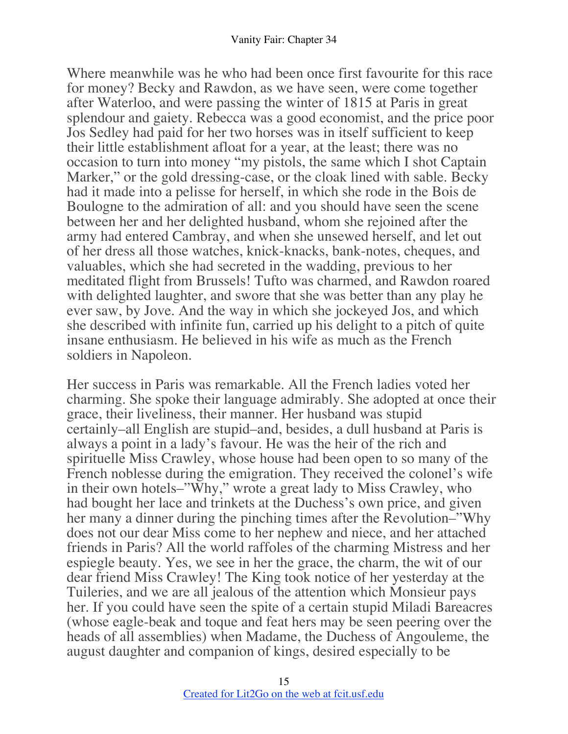Where meanwhile was he who had been once first favourite for this race for money? Becky and Rawdon, as we have seen, were come together after Waterloo, and were passing the winter of 1815 at Paris in great splendour and gaiety. Rebecca was a good economist, and the price poor Jos Sedley had paid for her two horses was in itself sufficient to keep their little establishment afloat for a year, at the least; there was no occasion to turn into money "my pistols, the same which I shot Captain Marker," or the gold dressing-case, or the cloak lined with sable. Becky had it made into a pelisse for herself, in which she rode in the Bois de Boulogne to the admiration of all: and you should have seen the scene between her and her delighted husband, whom she rejoined after the army had entered Cambray, and when she unsewed herself, and let out of her dress all those watches, knick-knacks, bank-notes, cheques, and valuables, which she had secreted in the wadding, previous to her meditated flight from Brussels! Tufto was charmed, and Rawdon roared with delighted laughter, and swore that she was better than any play he ever saw, by Jove. And the way in which she jockeyed Jos, and which she described with infinite fun, carried up his delight to a pitch of quite insane enthusiasm. He believed in his wife as much as the French soldiers in Napoleon.

Her success in Paris was remarkable. All the French ladies voted her charming. She spoke their language admirably. She adopted at once their grace, their liveliness, their manner. Her husband was stupid certainly–all English are stupid–and, besides, a dull husband at Paris is always a point in a lady's favour. He was the heir of the rich and spirituelle Miss Crawley, whose house had been open to so many of the French noblesse during the emigration. They received the colonel's wife in their own hotels–"Why," wrote a great lady to Miss Crawley, who had bought her lace and trinkets at the Duchess's own price, and given her many a dinner during the pinching times after the Revolution–"Why does not our dear Miss come to her nephew and niece, and her attached friends in Paris? All the world raffoles of the charming Mistress and her espiegle beauty. Yes, we see in her the grace, the charm, the wit of our dear friend Miss Crawley! The King took notice of her yesterday at the Tuileries, and we are all jealous of the attention which Monsieur pays her. If you could have seen the spite of a certain stupid Miladi Bareacres (whose eagle-beak and toque and feat hers may be seen peering over the heads of all assemblies) when Madame, the Duchess of Angouleme, the august daughter and companion of kings, desired especially to be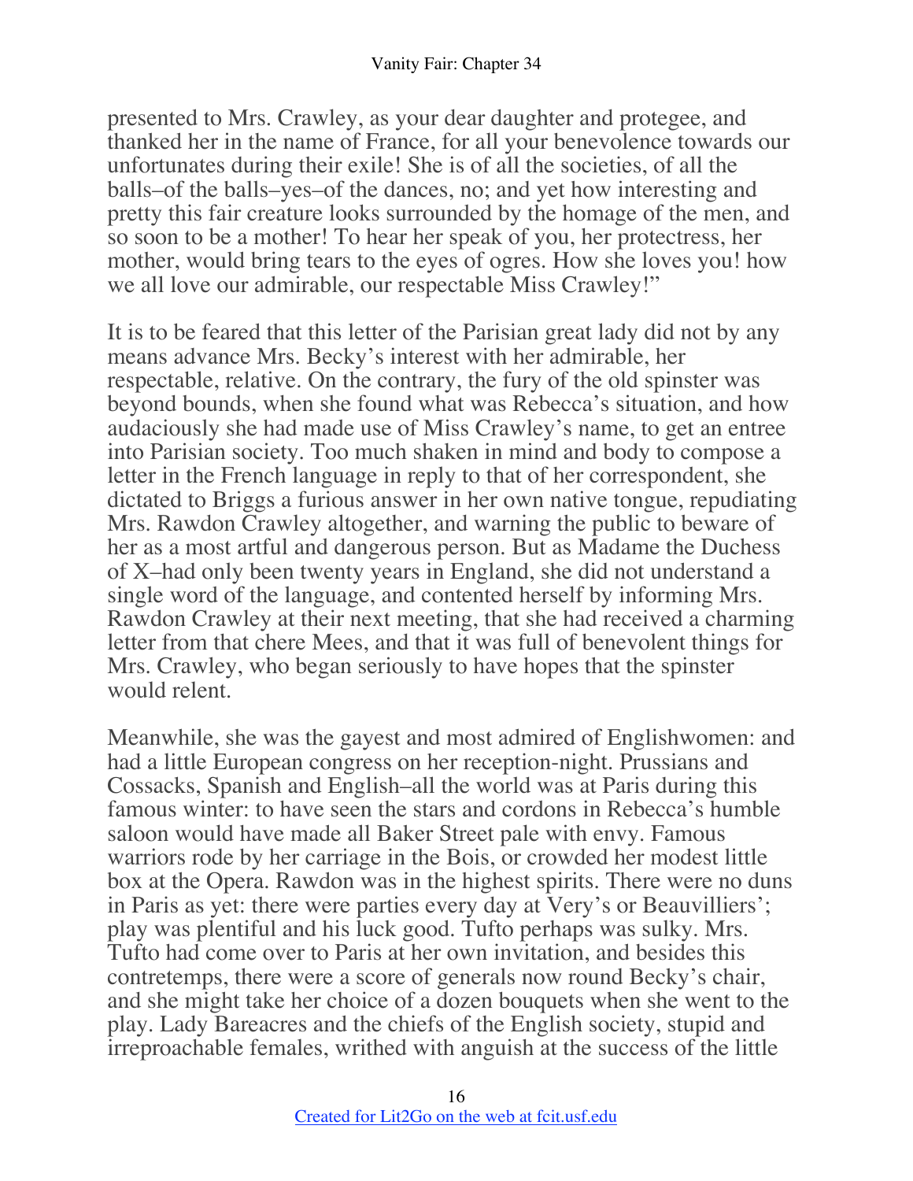presented to Mrs. Crawley, as your dear daughter and protegee, and thanked her in the name of France, for all your benevolence towards our unfortunates during their exile! She is of all the societies, of all the balls–of the balls–yes–of the dances, no; and yet how interesting and pretty this fair creature looks surrounded by the homage of the men, and so soon to be a mother! To hear her speak of you, her protectress, her mother, would bring tears to the eyes of ogres. How she loves you! how we all love our admirable, our respectable Miss Crawley!"

It is to be feared that this letter of the Parisian great lady did not by any means advance Mrs. Becky's interest with her admirable, her respectable, relative. On the contrary, the fury of the old spinster was beyond bounds, when she found what was Rebecca's situation, and how audaciously she had made use of Miss Crawley's name, to get an entree into Parisian society. Too much shaken in mind and body to compose a letter in the French language in reply to that of her correspondent, she dictated to Briggs a furious answer in her own native tongue, repudiating Mrs. Rawdon Crawley altogether, and warning the public to beware of her as a most artful and dangerous person. But as Madame the Duchess of X–had only been twenty years in England, she did not understand a single word of the language, and contented herself by informing Mrs. Rawdon Crawley at their next meeting, that she had received a charming letter from that chere Mees, and that it was full of benevolent things for Mrs. Crawley, who began seriously to have hopes that the spinster would relent.

Meanwhile, she was the gayest and most admired of Englishwomen: and had a little European congress on her reception-night. Prussians and Cossacks, Spanish and English–all the world was at Paris during this famous winter: to have seen the stars and cordons in Rebecca's humble saloon would have made all Baker Street pale with envy. Famous warriors rode by her carriage in the Bois, or crowded her modest little box at the Opera. Rawdon was in the highest spirits. There were no duns in Paris as yet: there were parties every day at Very's or Beauvilliers'; play was plentiful and his luck good. Tufto perhaps was sulky. Mrs. Tufto had come over to Paris at her own invitation, and besides this contretemps, there were a score of generals now round Becky's chair, and she might take her choice of a dozen bouquets when she went to the play. Lady Bareacres and the chiefs of the English society, stupid and irreproachable females, writhed with anguish at the success of the little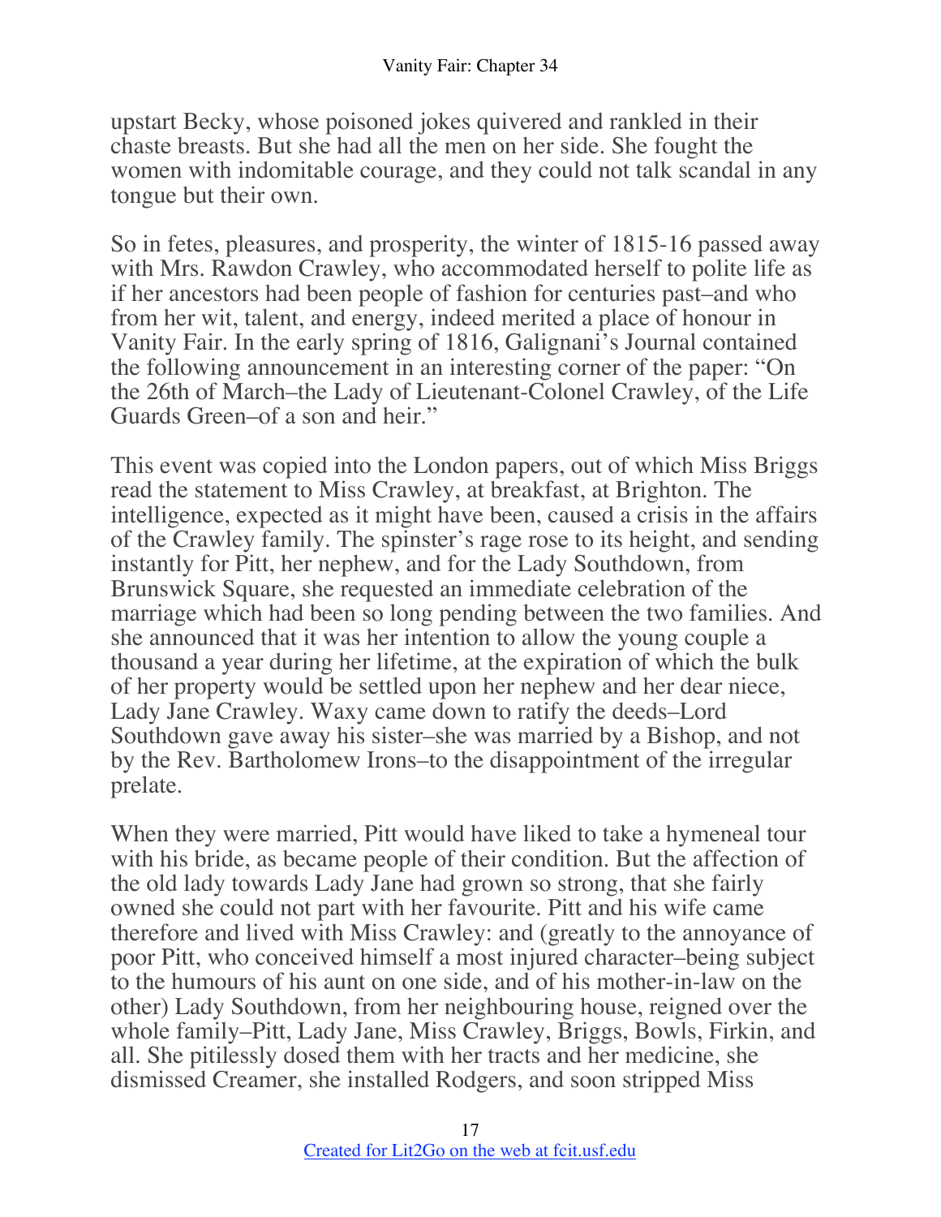upstart Becky, whose poisoned jokes quivered and rankled in their chaste breasts. But she had all the men on her side. She fought the women with indomitable courage, and they could not talk scandal in any tongue but their own.

So in fetes, pleasures, and prosperity, the winter of 1815-16 passed away with Mrs. Rawdon Crawley, who accommodated herself to polite life as if her ancestors had been people of fashion for centuries past–and who from her wit, talent, and energy, indeed merited a place of honour in Vanity Fair. In the early spring of 1816, Galignani's Journal contained the following announcement in an interesting corner of the paper: "On the 26th of March–the Lady of Lieutenant-Colonel Crawley, of the Life Guards Green–of a son and heir."

This event was copied into the London papers, out of which Miss Briggs read the statement to Miss Crawley, at breakfast, at Brighton. The intelligence, expected as it might have been, caused a crisis in the affairs of the Crawley family. The spinster's rage rose to its height, and sending instantly for Pitt, her nephew, and for the Lady Southdown, from Brunswick Square, she requested an immediate celebration of the marriage which had been so long pending between the two families. And she announced that it was her intention to allow the young couple a thousand a year during her lifetime, at the expiration of which the bulk of her property would be settled upon her nephew and her dear niece, Lady Jane Crawley. Waxy came down to ratify the deeds–Lord Southdown gave away his sister–she was married by a Bishop, and not by the Rev. Bartholomew Irons–to the disappointment of the irregular prelate.

When they were married, Pitt would have liked to take a hymeneal tour with his bride, as became people of their condition. But the affection of the old lady towards Lady Jane had grown so strong, that she fairly owned she could not part with her favourite. Pitt and his wife came therefore and lived with Miss Crawley: and (greatly to the annoyance of poor Pitt, who conceived himself a most injured character–being subject to the humours of his aunt on one side, and of his mother-in-law on the other) Lady Southdown, from her neighbouring house, reigned over the whole family–Pitt, Lady Jane, Miss Crawley, Briggs, Bowls, Firkin, and all. She pitilessly dosed them with her tracts and her medicine, she dismissed Creamer, she installed Rodgers, and soon stripped Miss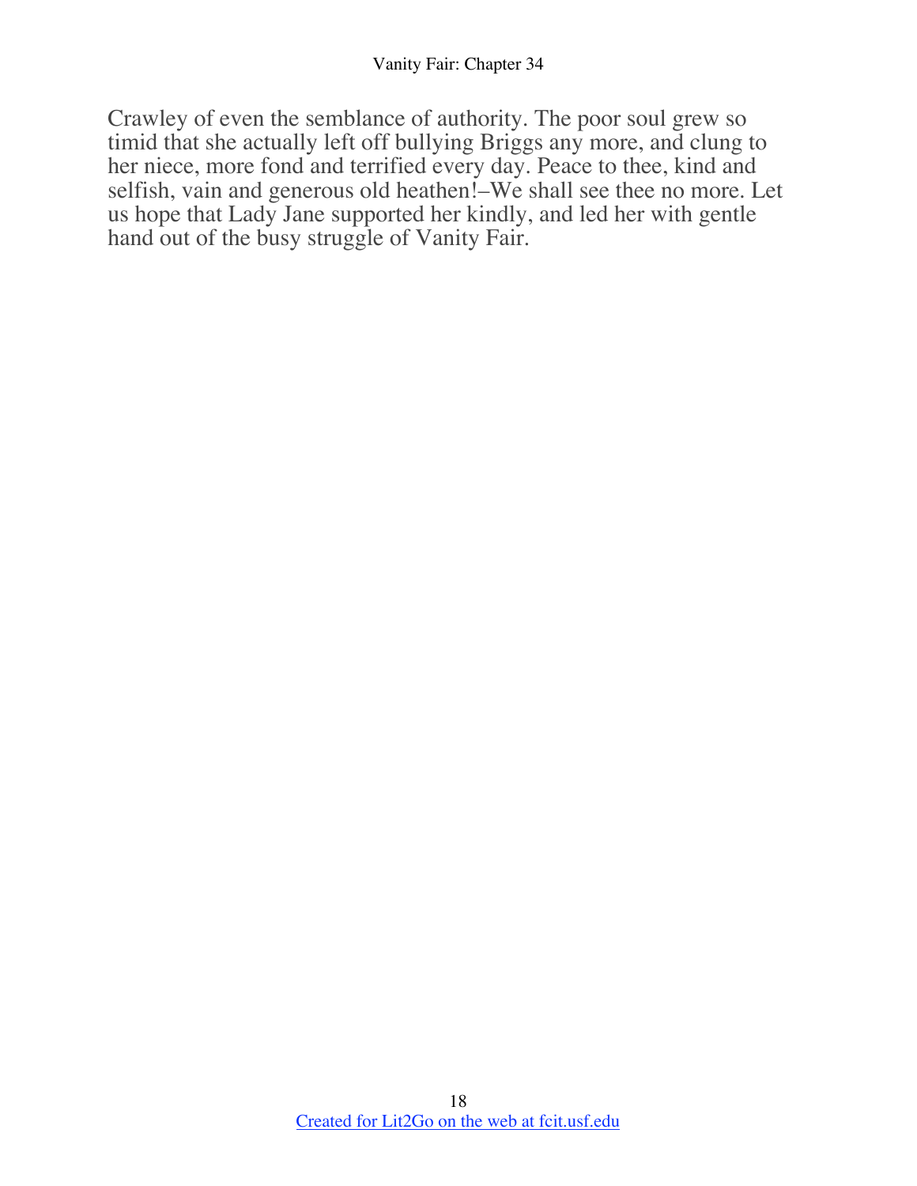Crawley of even the semblance of authority. The poor soul grew so timid that she actually left off bullying Briggs any more, and clung to her niece, more fond and terrified every day. Peace to thee, kind and selfish, vain and generous old heathen!–We shall see thee no more. Let us hope that Lady Jane supported her kindly, and led her with gentle hand out of the busy struggle of Vanity Fair.